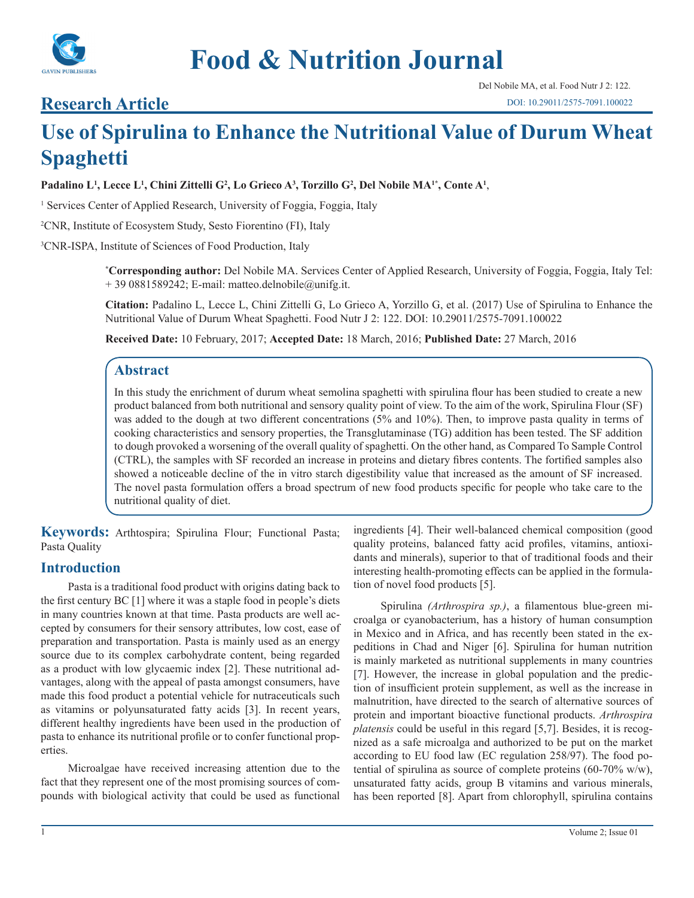Food & Nutrition Journal

## Research Article

Del Nobile MA, et al. Food Nutr J 2: 122.

DOI: 10.29011/2575-7091.100022

# Use of Spirulina to Enhance the Nutritional Value of Durum Wheat Spaghetti

**Padalino L[1], Lecce L[1], Chini Zittelli G[2], Lo Grieco A[3], Torzillo G[2], Del Nobile MA[1*], Conte A[1]**,

[1] Services Center of Applied Research, University of Foggia, Foggia, Italy

[2]CNR, Institute of Ecosystem Study, Sesto Fiorentino (FI), Italy

[3]CNR-ISPA, Institute of Sciences of Food Production, Italy

**[*]Corresponding author:** Del Nobile MA. Services Center of Applied Research, University of Foggia, Foggia, Italy Tel: + 39 0881589242; E-mail: matteo.delnobile@unifg.it.

**Citation:** Padalino L, Lecce L, Chini Zittelli G, Lo Grieco A, Yorzillo G, et al. (2017) Use of Spirulina to Enhance the Nutritional Value of Durum Wheat Spaghetti. Food Nutr J 2: 122. DOI: 10.29011/2575-7091.100022

**Received Date:** 10 February, 2017; **Accepted Date:** 18 March, 2016; **Published Date:** 27 March, 2016

## Abstract

In this study the enrichment of durum wheat semolina spaghetti with spirulina flour has been studied to create a new product balanced from both nutritional and sensory quality point of view. To the aim of the work, Spirulina Flour (SF) was added to the dough at two different concentrations (5% and 10%). Then, to improve pasta quality in terms of cooking characteristics and sensory properties, the Transglutaminase (TG) addition has been tested. The SF addition to dough provoked a worsening of the overall quality of spaghetti. On the other hand, as Compared To Sample Control (CTRL), the samples with SF recorded an increase in proteins and dietary fibres contents. The fortified samples also showed a noticeable decline of the in vitro starch digestibility value that increased as the amount of SF increased. The novel pasta formulation offers a broad spectrum of new food products specific for people who take care to the nutritional quality of diet.

**Keywords:** Arthtospira; Spirulina Flour; Functional Pasta; Pasta Quality

## Introduction

Pasta is a traditional food product with origins dating back to the first century BC [1] where it was a staple food in people's diets in many countries known at that time. Pasta products are well accepted by consumers for their sensory attributes, low cost, ease of preparation and transportation. Pasta is mainly used as an energy source due to its complex carbohydrate content, being regarded as a product with low glycaemic index [2]. These nutritional advantages, along with the appeal of pasta amongst consumers, have made this food product a potential vehicle for nutraceuticals such as vitamins or polyunsaturated fatty acids [3]. In recent years, different healthy ingredients have been used in the production of pasta to enhance its nutritional profile or to confer functional properties.

Microalgae have received increasing attention due to the fact that they represent one of the most promising sources of compounds with biological activity that could be used as functional ingredients [4]. Their well-balanced chemical composition (good quality proteins, balanced fatty acid profiles, vitamins, antioxidants and minerals), superior to that of traditional foods and their interesting health-promoting effects can be applied in the formulation of novel food products [5].

Spirulina *(Arthrospira sp.)*, a filamentous blue-green microalga or cyanobacterium, has a history of human consumption in Mexico and in Africa, and has recently been stated in the expeditions in Chad and Niger [6]. Spirulina for human nutrition is mainly marketed as nutritional supplements in many countries [7]. However, the increase in global population and the prediction of insufficient protein supplement, as well as the increase in malnutrition, have directed to the search of alternative sources of protein and important bioactive functional products. *Arthrospira platensis* could be useful in this regard [5,7]. Besides, it is recognized as a safe microalga and authorized to be put on the market according to EU food law (EC regulation 258/97). The food potential of spirulina as source of complete proteins (60-70% w/w), unsaturated fatty acids, group B vitamins and various minerals, has been reported [8]. Apart from chlorophyll, spirulina contains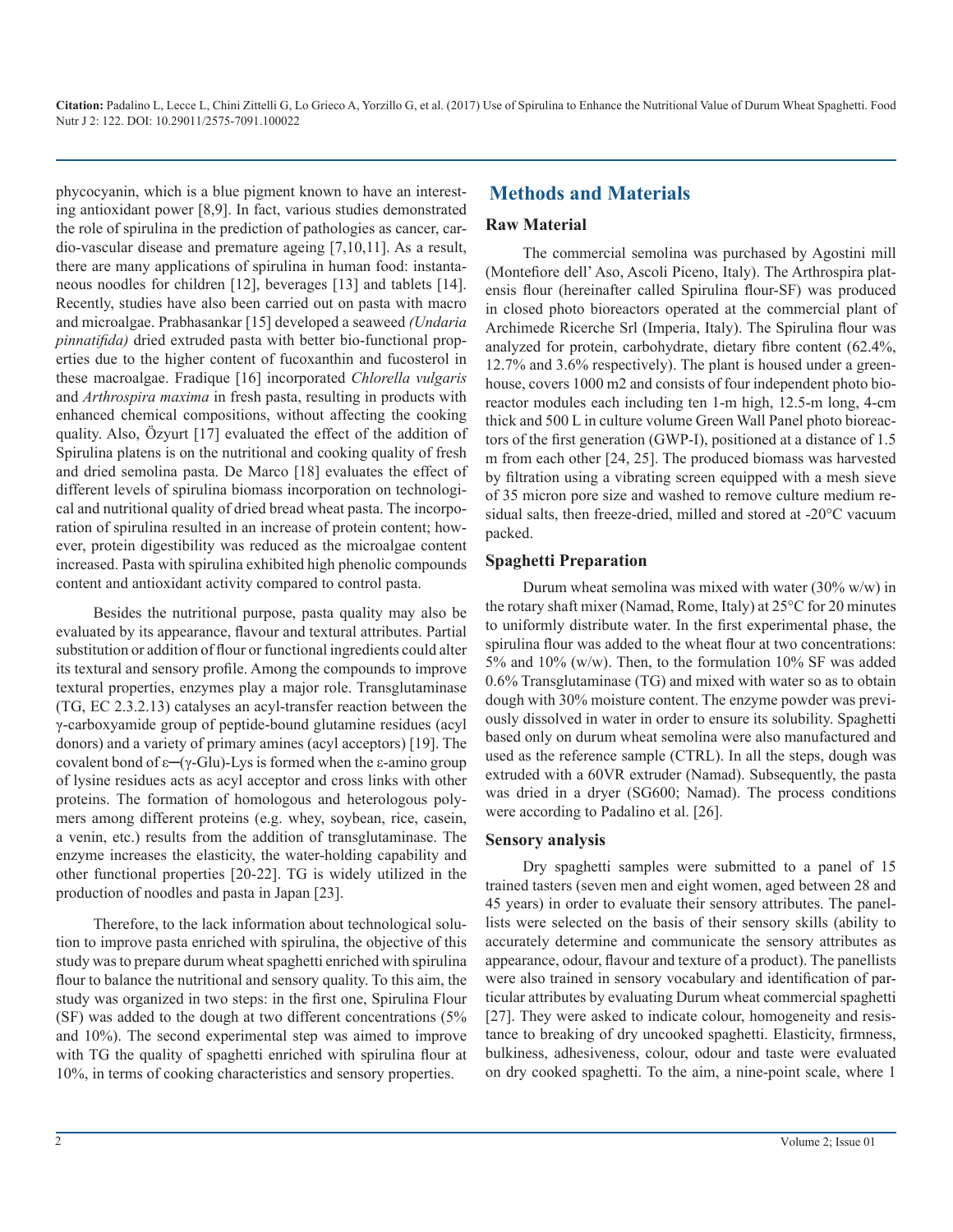phycocyanin, which is a blue pigment known to have an interesting antioxidant power [8,9]. In fact, various studies demonstrated the role of spirulina in the prediction of pathologies as cancer, cardio-vascular disease and premature ageing [7,10,11]. As a result, there are many applications of spirulina in human food: instantaneous noodles for children [12], beverages [13] and tablets [14]. Recently, studies have also been carried out on pasta with macro and microalgae. Prabhasankar [15] developed a seaweed *(Undaria pinnatifida)* dried extruded pasta with better bio-functional properties due to the higher content of fucoxanthin and fucosterol in these macroalgae. Fradique [16] incorporated *Chlorella vulgaris* and *Arthrospira maxima* in fresh pasta, resulting in products with enhanced chemical compositions, without affecting the cooking quality. Also, Özyurt [17] evaluated the effect of the addition of Spirulina platens is on the nutritional and cooking quality of fresh and dried semolina pasta. De Marco [18] evaluates the effect of different levels of spirulina biomass incorporation on technological and nutritional quality of dried bread wheat pasta. The incorporation of spirulina resulted in an increase of protein content; however, protein digestibility was reduced as the microalgae content increased. Pasta with spirulina exhibited high phenolic compounds content and antioxidant activity compared to control pasta.

Besides the nutritional purpose, pasta quality may also be evaluated by its appearance, flavour and textural attributes. Partial substitution or addition of flour or functional ingredients could alter its textural and sensory profile. Among the compounds to improve textural properties, enzymes play a major role. Transglutaminase (TG, EC 2.3.2.13) catalyses an acyl-transfer reaction between the γ-carboxyamide group of peptide-bound glutamine residues (acyl donors) and a variety of primary amines (acyl acceptors) [19]. The covalent bond of ε─(γ-Glu)-Lys is formed when the ε-amino group of lysine residues acts as acyl acceptor and cross links with other proteins. The formation of homologous and heterologous polymers among different proteins (e.g. whey, soybean, rice, casein, a venin, etc.) results from the addition of transglutaminase. The enzyme increases the elasticity, the water-holding capability and other functional properties [20-22]. TG is widely utilized in the production of noodles and pasta in Japan [23].

Therefore, to the lack information about technological solution to improve pasta enriched with spirulina, the objective of this study was to prepare durum wheat spaghetti enriched with spirulina flour to balance the nutritional and sensory quality. To this aim, the study was organized in two steps: in the first one, Spirulina Flour (SF) was added to the dough at two different concentrations (5% and 10%). The second experimental step was aimed to improve with TG the quality of spaghetti enriched with spirulina flour at 10%, in terms of cooking characteristics and sensory properties.

## Methods and Materials

### Raw Material

The commercial semolina was purchased by Agostini mill (Montefiore dell' Aso, Ascoli Piceno, Italy). The Arthrospira platensis flour (hereinafter called Spirulina flour-SF) was produced in closed photo bioreactors operated at the commercial plant of Archimede Ricerche Srl (Imperia, Italy). The Spirulina flour was analyzed for protein, carbohydrate, dietary fibre content (62.4%, 12.7% and 3.6% respectively). The plant is housed under a greenhouse, covers 1000 m2 and consists of four independent photo bioreactor modules each including ten 1-m high, 12.5-m long, 4-cm thick and 500 L in culture volume Green Wall Panel photo bioreactors of the first generation (GWP-I), positioned at a distance of 1.5 m from each other [24, 25]. The produced biomass was harvested by filtration using a vibrating screen equipped with a mesh sieve of 35 micron pore size and washed to remove culture medium residual salts, then freeze-dried, milled and stored at -20°C vacuum packed.

### Spaghetti Preparation

Durum wheat semolina was mixed with water (30% w/w) in the rotary shaft mixer (Namad, Rome, Italy) at 25°C for 20 minutes to uniformly distribute water. In the first experimental phase, the spirulina flour was added to the wheat flour at two concentrations: 5% and 10% (w/w). Then, to the formulation 10% SF was added 0.6% Transglutaminase (TG) and mixed with water so as to obtain dough with 30% moisture content. The enzyme powder was previously dissolved in water in order to ensure its solubility. Spaghetti based only on durum wheat semolina were also manufactured and used as the reference sample (CTRL). In all the steps, dough was extruded with a 60VR extruder (Namad). Subsequently, the pasta was dried in a dryer (SG600; Namad). The process conditions were according to Padalino et al. [26].

### Sensory analysis

Dry spaghetti samples were submitted to a panel of 15 trained tasters (seven men and eight women, aged between 28 and 45 years) in order to evaluate their sensory attributes. The panellists were selected on the basis of their sensory skills (ability to accurately determine and communicate the sensory attributes as appearance, odour, flavour and texture of a product). The panellists were also trained in sensory vocabulary and identification of particular attributes by evaluating Durum wheat commercial spaghetti [27]. They were asked to indicate colour, homogeneity and resistance to breaking of dry uncooked spaghetti. Elasticity, firmness, bulkiness, adhesiveness, colour, odour and taste were evaluated on dry cooked spaghetti. To the aim, a nine-point scale, where 1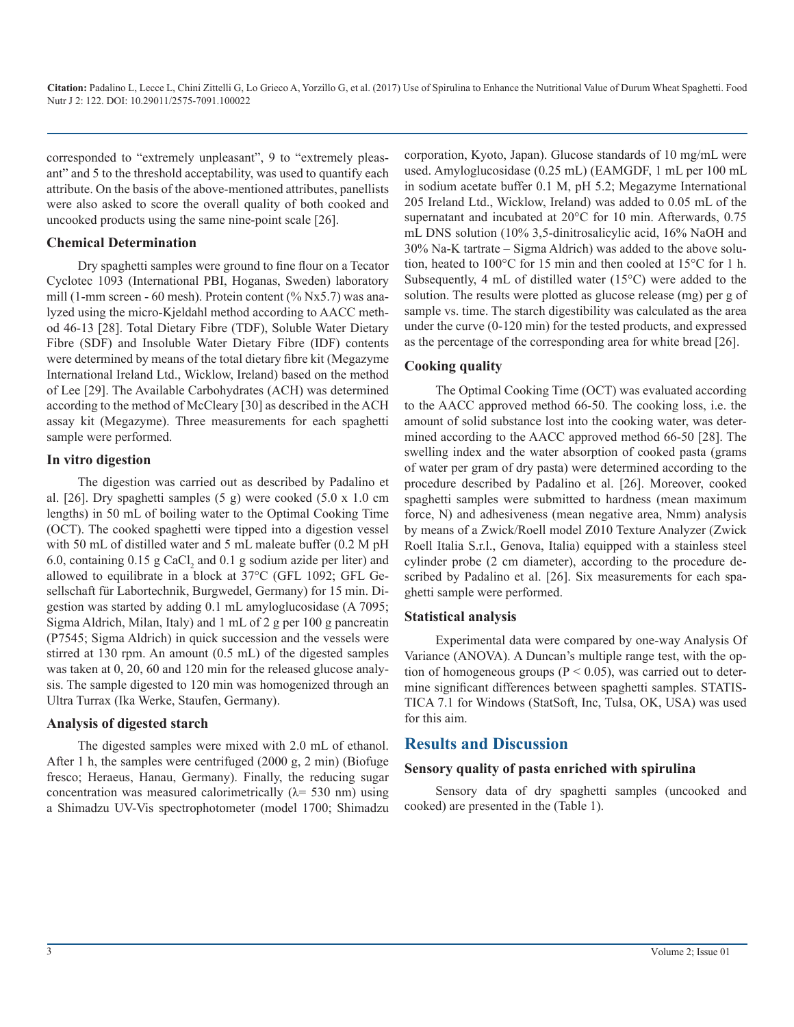corresponded to "extremely unpleasant", 9 to "extremely pleasant" and 5 to the threshold acceptability, was used to quantify each attribute. On the basis of the above-mentioned attributes, panellists were also asked to score the overall quality of both cooked and uncooked products using the same nine-point scale [26].

### Chemical Determination

Dry spaghetti samples were ground to fine flour on a Tecator Cyclotec 1093 (International PBI, Hoganas, Sweden) laboratory mill (1-mm screen - 60 mesh). Protein content (% Nx5.7) was analyzed using the micro-Kjeldahl method according to AACC method 46-13 [28]. Total Dietary Fibre (TDF), Soluble Water Dietary Fibre (SDF) and Insoluble Water Dietary Fibre (IDF) contents were determined by means of the total dietary fibre kit (Megazyme International Ireland Ltd., Wicklow, Ireland) based on the method of Lee [29]. The Available Carbohydrates (ACH) was determined according to the method of McCleary [30] as described in the ACH assay kit (Megazyme). Three measurements for each spaghetti sample were performed.

### In vitro digestion

The digestion was carried out as described by Padalino et al. [26]. Dry spaghetti samples (5 g) were cooked (5.0 x 1.0 cm lengths) in 50 mL of boiling water to the Optimal Cooking Time (OCT). The cooked spaghetti were tipped into a digestion vessel with 50 mL of distilled water and 5 mL maleate buffer (0.2 M pH 6.0, containing 0.15 g $CaCl_2$ and 0.1 g sodium azide per liter) and allowed to equilibrate in a block at 37°C (GFL 1092; GFL Gesellschaft für Labortechnik, Burgwedel, Germany) for 15 min. Digestion was started by adding 0.1 mL amyloglucosidase (A 7095; Sigma Aldrich, Milan, Italy) and 1 mL of 2 g per 100 g pancreatin (P7545; Sigma Aldrich) in quick succession and the vessels were stirred at 130 rpm. An amount (0.5 mL) of the digested samples was taken at 0, 20, 60 and 120 min for the released glucose analysis. The sample digested to 120 min was homogenized through an Ultra Turrax (Ika Werke, Staufen, Germany).

### Analysis of digested starch

The digested samples were mixed with 2.0 mL of ethanol. After 1 h, the samples were centrifuged (2000 g, 2 min) (Biofuge fresco; Heraeus, Hanau, Germany). Finally, the reducing sugar concentration was measured calorimetrically (λ= 530 nm) using a Shimadzu UV-Vis spectrophotometer (model 1700; Shimadzu corporation, Kyoto, Japan). Glucose standards of 10 mg/mL were used. Amyloglucosidase (0.25 mL) (EAMGDF, 1 mL per 100 mL in sodium acetate buffer 0.1 M, pH 5.2; Megazyme International 205 Ireland Ltd., Wicklow, Ireland) was added to 0.05 mL of the supernatant and incubated at 20°C for 10 min. Afterwards, 0.75 mL DNS solution (10% 3,5-dinitrosalicylic acid, 16% NaOH and 30% Na-K tartrate – Sigma Aldrich) was added to the above solution, heated to 100°C for 15 min and then cooled at 15°C for 1 h. Subsequently, 4 mL of distilled water (15°C) were added to the solution. The results were plotted as glucose release (mg) per g of sample vs. time. The starch digestibility was calculated as the area under the curve (0-120 min) for the tested products, and expressed as the percentage of the corresponding area for white bread [26].

### Cooking quality

The Optimal Cooking Time (OCT) was evaluated according to the AACC approved method 66-50. The cooking loss, i.e. the amount of solid substance lost into the cooking water, was determined according to the AACC approved method 66-50 [28]. The swelling index and the water absorption of cooked pasta (grams of water per gram of dry pasta) were determined according to the procedure described by Padalino et al. [26]. Moreover, cooked spaghetti samples were submitted to hardness (mean maximum force, N) and adhesiveness (mean negative area, Nmm) analysis by means of a Zwick/Roell model Z010 Texture Analyzer (Zwick Roell Italia S.r.l., Genova, Italia) equipped with a stainless steel cylinder probe (2 cm diameter), according to the procedure described by Padalino et al. [26]. Six measurements for each spaghetti sample were performed.

### Statistical analysis

Experimental data were compared by one-way Analysis Of Variance (ANOVA). A Duncan's multiple range test, with the option of homogeneous groups ($P < 0.05$), was carried out to determine significant differences between spaghetti samples. STATISTICA 7.1 for Windows (StatSoft, Inc, Tulsa, OK, USA) was used for this aim.

## Results and Discussion

### Sensory quality of pasta enriched with spirulina

Sensory data of dry spaghetti samples (uncooked and cooked) are presented in the (Table 1).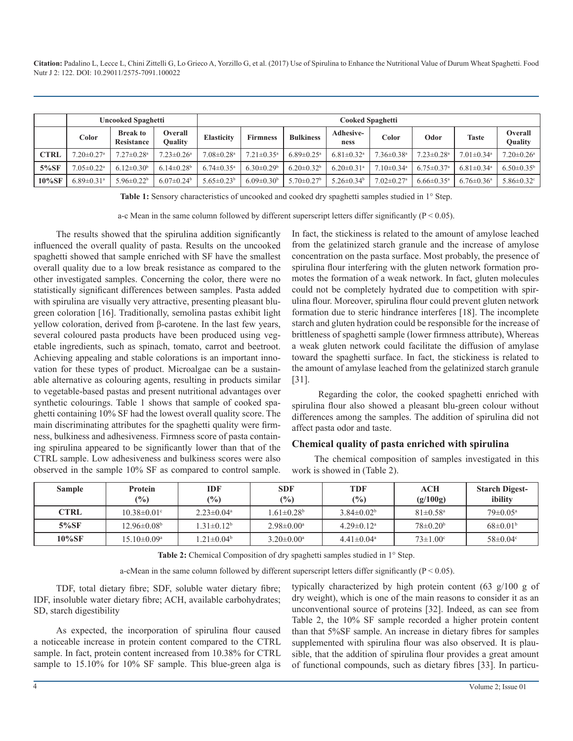| | Uncooked Spaghetti | | | Cooked Spaghetti | | | | | | | |
|---|---|---|---|---|---|---|---|---|---|---|---|
| | Color | Break to Resistance | Overall Quality | Elasticity | Firmness | Bulkiness | Adhesive-ness | Color | Odor | Taste | Overall Quality |
| **CTRL** | 7.20±0.27[a] | 7.27±0.28[a] | 7.23±0.26[a] | 7.08±0.28[a] | 7.21±0.35[a] | 6.89±0.25[a] | 6.81±0.32[a] | 7.36±0.38[a] | 7.23±0.28[a] | 7.01±0.34[a] | 7.20±0.26[a] |
| **5%SF** | 7.05±0.22[a] | 6.12±0.30[b] | 6.14±0.28[b] | 6.74±0.35[a] | 6.30±0.29[b] | 6.20±0.32[b] | 6.20±0.31[a] | 7.10±0.34[a] | 6.75±0.37[a] | 6.81±0.34[a] | 6.50±0.35[b] |
| **10%SF** | 6.89±0.31[a] | 5.96±0.22[b] | 6.07±0.24[b] | 5.65±0.23[b] | 6.09±0.30[b] | 5.70±0.27[b] | 5.26±0.34[b] | 7.02±0.27[a] | 6.66±0.35[a] | 6.76±0.36[a] | 5.86±0.32[c] |

**Table 1:** Sensory characteristics of uncooked and cooked dry spaghetti samples studied in 1° Step.

a-c Mean in the same column followed by different superscript letters differ significantly ($P < 0.05$).

The results showed that the spirulina addition significantly influenced the overall quality of pasta. Results on the uncooked spaghetti showed that sample enriched with SF have the smallest overall quality due to a low break resistance as compared to the other investigated samples. Concerning the color, there were no statistically significant differences between samples. Pasta added with spirulina are visually very attractive, presenting pleasant blu-green coloration [16]. Traditionally, semolina pastas exhibit light yellow coloration, derived from β-carotene. In the last few years, several coloured pasta products have been produced using vegetable ingredients, such as spinach, tomato, carrot and beetroot. Achieving appealing and stable colorations is an important innovation for these types of product. Microalgae can be a sustainable alternative as colouring agents, resulting in products similar to vegetable-based pastas and present nutritional advantages over synthetic colourings. Table 1 shows that sample of cooked spaghetti containing 10% SF had the lowest overall quality score. The main discriminating attributes for the spaghetti quality were firmness, bulkiness and adhesiveness. Firmness score of pasta containing spirulina appeared to be significantly lower than that of the CTRL sample. Low adhesiveness and bulkiness scores were also observed in the sample 10% SF as compared to control sample. In fact, the stickiness is related to the amount of amylose leached from the gelatinized starch granule and the increase of amylose concentration on the pasta surface. Most probably, the presence of spirulina flour interfering with the gluten network formation promotes the formation of a weak network. In fact, gluten molecules could not be completely hydrated due to competition with spirulina flour. Moreover, spirulina flour could prevent gluten network formation due to steric hindrance interferes [18]. The incomplete starch and gluten hydration could be responsible for the increase of brittleness of spaghetti sample (lower firmness attribute), Whereas a weak gluten network could facilitate the diffusion of amylose toward the spaghetti surface. In fact, the stickiness is related to the amount of amylase leached from the gelatinized starch granule [31].

Regarding the color, the cooked spaghetti enriched with spirulina flour also showed a pleasant blu-green colour without differences among the samples. The addition of spirulina did not affect pasta odor and taste.

### Chemical quality of pasta enriched with spirulina

The chemical composition of samples investigated in this work is showed in (Table 2).

| Sample | Protein (%) | IDF (%) | SDF (%) | TDF (%) | ACH (g/100g) | Starch Digestibility |
|---|---|---|---|---|---|---|
| **CTRL** | 10.38±0.01[c] | 2.23±0.04[a] | 1.61±0.28[b] | 3.84±0.02[b] | 81±0.58[a] | 79±0.05[a] |
| **5%SF** | 12.96±0.08[b] | 1.31±0.12[b] | 2.98±0.00[a] | 4.29±0.12[a] | 78±0.20[b] | 68±0.01[b] |
| **10%SF** | 15.10±0.09[a] | 1.21±0.04[b] | 3.20±0.00[a] | 4.41±0.04[a] | 73±1.00[c] | 58±0.04[c] |

**Table 2:** Chemical Composition of dry spaghetti samples studied in 1° Step.

a-cMean in the same column followed by different superscript letters differ significantly ($P < 0.05$).

TDF, total dietary fibre; SDF, soluble water dietary fibre; IDF, insoluble water dietary fibre; ACH, available carbohydrates; SD, starch digestibility

As expected, the incorporation of spirulina flour caused a noticeable increase in protein content compared to the CTRL sample. In fact, protein content increased from 10.38% for CTRL sample to 15.10% for 10% SF sample. This blue-green alga is typically characterized by high protein content (63 g/100 g of dry weight), which is one of the main reasons to consider it as an unconventional source of proteins [32]. Indeed, as can see from Table 2, the 10% SF sample recorded a higher protein content than that 5%SF sample. An increase in dietary fibres for samples supplemented with spirulina flour was also observed. It is plausible, that the addition of spirulina flour provides a great amount of functional compounds, such as dietary fibres [33]. In particu-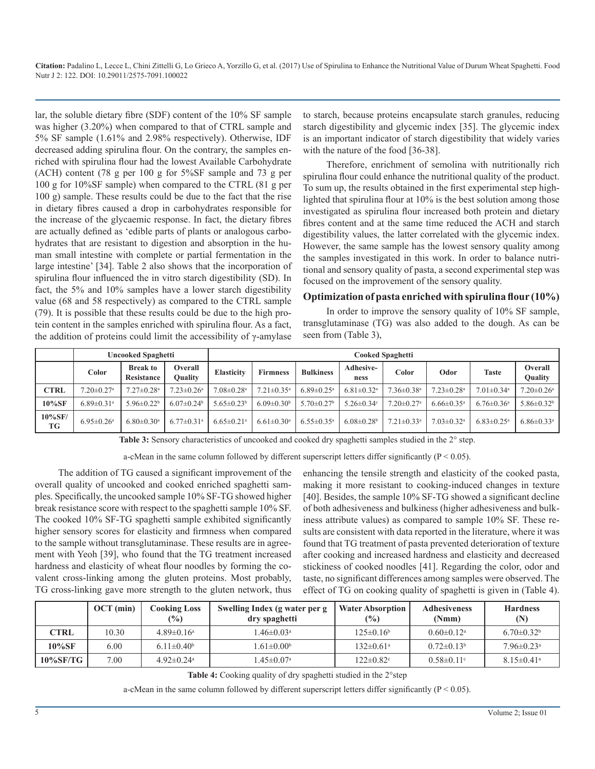lar, the soluble dietary fibre (SDF) content of the 10% SF sample was higher (3.20%) when compared to that of CTRL sample and 5% SF sample (1.61% and 2.98% respectively). Otherwise, IDF decreased adding spirulina flour. On the contrary, the samples enriched with spirulina flour had the lowest Available Carbohydrate (ACH) content (78 g per 100 g for 5%SF sample and 73 g per 100 g for 10%SF sample) when compared to the CTRL (81 g per 100 g) sample. These results could be due to the fact that the rise in dietary fibres caused a drop in carbohydrates responsible for the increase of the glycaemic response. In fact, the dietary fibres are actually defined as 'edible parts of plants or analogous carbohydrates that are resistant to digestion and absorption in the human small intestine with complete or partial fermentation in the large intestine' [34]. Table 2 also shows that the incorporation of spirulina flour influenced the in vitro starch digestibility (SD). In fact, the 5% and 10% samples have a lower starch digestibility value (68 and 58 respectively) as compared to the CTRL sample (79). It is possible that these results could be due to the high protein content in the samples enriched with spirulina flour. As a fact, the addition of proteins could limit the accessibility of γ-amylase to starch, because proteins encapsulate starch granules, reducing starch digestibility and glycemic index [35]. The glycemic index is an important indicator of starch digestibility that widely varies with the nature of the food [36-38].

Therefore, enrichment of semolina with nutritionally rich spirulina flour could enhance the nutritional quality of the product. To sum up, the results obtained in the first experimental step highlighted that spirulina flour at 10% is the best solution among those investigated as spirulina flour increased both protein and dietary fibres content and at the same time reduced the ACH and starch digestibility values, the latter correlated with the glycemic index. However, the same sample has the lowest sensory quality among the samples investigated in this work. In order to balance nutritional and sensory quality of pasta, a second experimental step was focused on the improvement of the sensory quality.

## Optimization of pasta enriched with spirulina flour (10%)

In order to improve the sensory quality of 10% SF sample, transglutaminase (TG) was also added to the dough. As can be seen from (Table 3),

| | Uncooked Spaghetti | | | Cooked Spaghetti | | | | | | | |
|---|---|---|---|---|---|---|---|---|---|---|---|
| | Color | Break to Resistance | Overall Quality | Elasticity | Firmness | Bulkiness | Adhesiveness | Color | Odor | Taste | Overall Quality |
| CTRL | 7.20±0.27[a] | 7.27±0.28[a] | 7.23±0.26[a] | 7.08±0.28[a] | 7.21±0.35[a] | 6.89±0.25[a] | 6.81±0.32[a] | 7.36±0.38[a] | 7.23±0.28[a] | 7.01±0.34[a] | 7.20±0.26[a] |
| 10%SF | 6.89±0.31[a] | 5.96±0.22[b] | 6.07±0.24[b] | 5.65±0.23[b] | 6.09±0.30[b] | 5.70±0.27[b] | 5.26±0.34[c] | 7.20±0.27[a] | 6.66±0.35[a] | 6.76±0.36[a] | 5.86±0.32[b] |
| 10%SF/TG | 6.95±0.26[a] | 6.80±0.30[a] | 6.77±0.31[a] | 6.65±0.21[a] | 6.61±0.30[a] | 6.55±0.35[a] | 6.08±0.28[b] | 7.21±0.33[a] | 7.03±0.32[a] | 6.83±0.25[a] | 6.86±0.33[a] |

**Table 3:** Sensory characteristics of uncooked and cooked dry spaghetti samples studied in the 2° step.

a-cMean in the same column followed by different superscript letters differ significantly ($P < 0.05$).

The addition of TG caused a significant improvement of the overall quality of uncooked and cooked enriched spaghetti samples. Specifically, the uncooked sample 10% SF-TG showed higher break resistance score with respect to the spaghetti sample 10% SF. The cooked 10% SF-TG spaghetti sample exhibited significantly higher sensory scores for elasticity and firmness when compared to the sample without transglutaminase. These results are in agreement with Yeoh [39], who found that the TG treatment increased hardness and elasticity of wheat flour noodles by forming the covalent cross-linking among the gluten proteins. Most probably, TG cross-linking gave more strength to the gluten network, thus enhancing the tensile strength and elasticity of the cooked pasta, making it more resistant to cooking-induced changes in texture [40]. Besides, the sample 10% SF-TG showed a significant decline of both adhesiveness and bulkiness (higher adhesiveness and bulkiness attribute values) as compared to sample 10% SF. These results are consistent with data reported in the literature, where it was found that TG treatment of pasta prevented deterioration of texture after cooking and increased hardness and elasticity and decreased stickiness of cooked noodles [41]. Regarding the color, odor and taste, no significant differences among samples were observed. The effect of TG on cooking quality of spaghetti is given in (Table 4).

| | OCT (min) | Cooking Loss (%) | Swelling Index (g water per g dry spaghetti | Water Absorption (%) | Adhesiveness (Nmm) | Hardness (N) |
|---|---|---|---|---|---|---|
| CTRL | 10.30 | 4.89±0.16[a] | 1.46±0.03[a] | 125±0.16[b] | 0.60±0.12[a] | 6.70±0.32[b] |
| 10%SF | 6.00 | 6.11±0.40[b] | 1.61±0.00[b] | 132±0.61[a] | 0.72±0.13[b] | 7.96±0.23[a] |
| 10%SF/TG | 7.00 | 4.92±0.24[a] | 1.45±0.07[a] | 122±0.82[c] | 0.58±0.11[c] | 8.15±0.41[a] |

**Table 4:** Cooking quality of dry spaghetti studied in the 2°step

a-cMean in the same column followed by different superscript letters differ significantly ($P < 0.05$).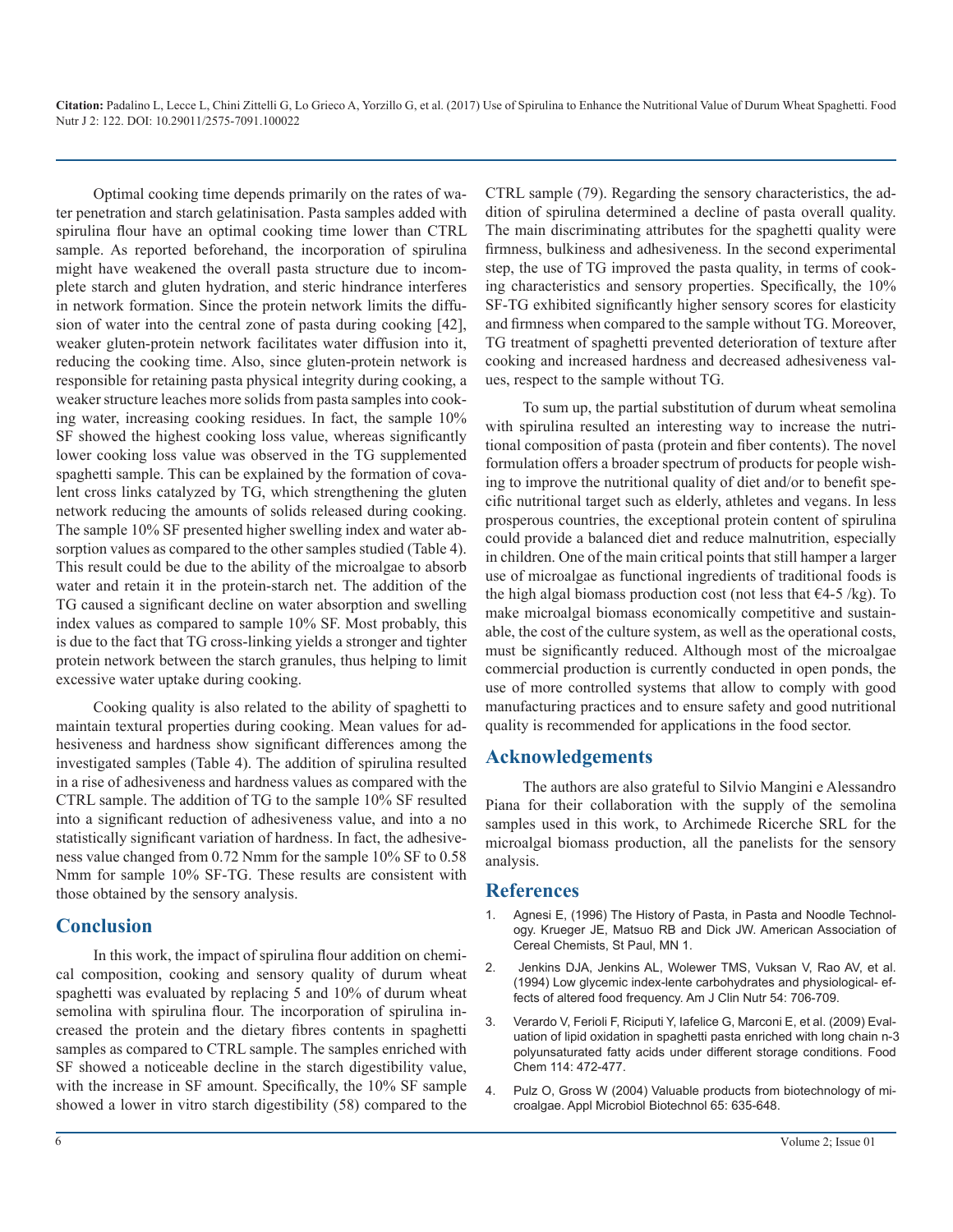Optimal cooking time depends primarily on the rates of water penetration and starch gelatinisation. Pasta samples added with spirulina flour have an optimal cooking time lower than CTRL sample. As reported beforehand, the incorporation of spirulina might have weakened the overall pasta structure due to incomplete starch and gluten hydration, and steric hindrance interferes in network formation. Since the protein network limits the diffusion of water into the central zone of pasta during cooking [42], weaker gluten-protein network facilitates water diffusion into it, reducing the cooking time. Also, since gluten-protein network is responsible for retaining pasta physical integrity during cooking, a weaker structure leaches more solids from pasta samples into cooking water, increasing cooking residues. In fact, the sample 10% SF showed the highest cooking loss value, whereas significantly lower cooking loss value was observed in the TG supplemented spaghetti sample. This can be explained by the formation of covalent cross links catalyzed by TG, which strengthening the gluten network reducing the amounts of solids released during cooking. The sample 10% SF presented higher swelling index and water absorption values as compared to the other samples studied (Table 4). This result could be due to the ability of the microalgae to absorb water and retain it in the protein-starch net. The addition of the TG caused a significant decline on water absorption and swelling index values as compared to sample 10% SF. Most probably, this is due to the fact that TG cross-linking yields a stronger and tighter protein network between the starch granules, thus helping to limit excessive water uptake during cooking.

Cooking quality is also related to the ability of spaghetti to maintain textural properties during cooking. Mean values for adhesiveness and hardness show significant differences among the investigated samples (Table 4). The addition of spirulina resulted in a rise of adhesiveness and hardness values as compared with the CTRL sample. The addition of TG to the sample 10% SF resulted into a significant reduction of adhesiveness value, and into a no statistically significant variation of hardness. In fact, the adhesiveness value changed from 0.72 Nmm for the sample 10% SF to 0.58 Nmm for sample 10% SF-TG. These results are consistent with those obtained by the sensory analysis.

## Conclusion

In this work, the impact of spirulina flour addition on chemical composition, cooking and sensory quality of durum wheat spaghetti was evaluated by replacing 5 and 10% of durum wheat semolina with spirulina flour. The incorporation of spirulina increased the protein and the dietary fibres contents in spaghetti samples as compared to CTRL sample. The samples enriched with SF showed a noticeable decline in the starch digestibility value, with the increase in SF amount. Specifically, the 10% SF sample showed a lower in vitro starch digestibility (58) compared to the CTRL sample (79). Regarding the sensory characteristics, the addition of spirulina determined a decline of pasta overall quality. The main discriminating attributes for the spaghetti quality were firmness, bulkiness and adhesiveness. In the second experimental step, the use of TG improved the pasta quality, in terms of cooking characteristics and sensory properties. Specifically, the 10% SF-TG exhibited significantly higher sensory scores for elasticity and firmness when compared to the sample without TG. Moreover, TG treatment of spaghetti prevented deterioration of texture after cooking and increased hardness and decreased adhesiveness values, respect to the sample without TG.

To sum up, the partial substitution of durum wheat semolina with spirulina resulted an interesting way to increase the nutritional composition of pasta (protein and fiber contents). The novel formulation offers a broader spectrum of products for people wishing to improve the nutritional quality of diet and/or to benefit specific nutritional target such as elderly, athletes and vegans. In less prosperous countries, the exceptional protein content of spirulina could provide a balanced diet and reduce malnutrition, especially in children. One of the main critical points that still hamper a larger use of microalgae as functional ingredients of traditional foods is the high algal biomass production cost (not less that €4-5 /kg). To make microalgal biomass economically competitive and sustainable, the cost of the culture system, as well as the operational costs, must be significantly reduced. Although most of the microalgae commercial production is currently conducted in open ponds, the use of more controlled systems that allow to comply with good manufacturing practices and to ensure safety and good nutritional quality is recommended for applications in the food sector.

## Acknowledgements

The authors are also grateful to Silvio Mangini e Alessandro Piana for their collaboration with the supply of the semolina samples used in this work, to Archimede Ricerche SRL for the microalgal biomass production, all the panelists for the sensory analysis.

## References

1. Agnesi E, (1996) The History of Pasta, in Pasta and Noodle Technology. Krueger JE, Matsuo RB and Dick JW. American Association of Cereal Chemists, St Paul, MN 1.
2. Jenkins DJA, Jenkins AL, Wolewer TMS, Vuksan V, Rao AV, et al. (1994) Low glycemic index-lente carbohydrates and physiological- effects of altered food frequency. Am J Clin Nutr 54: 706-709.
3. Verardo V, Ferioli F, Riciputi Y, Iafelice G, Marconi E, et al. (2009) Evaluation of lipid oxidation in spaghetti pasta enriched with long chain n-3 polyunsaturated fatty acids under different storage conditions. Food Chem 114: 472-477.
4. Pulz O, Gross W (2004) Valuable products from biotechnology of microalgae. Appl Microbiol Biotechnol 65: 635-648.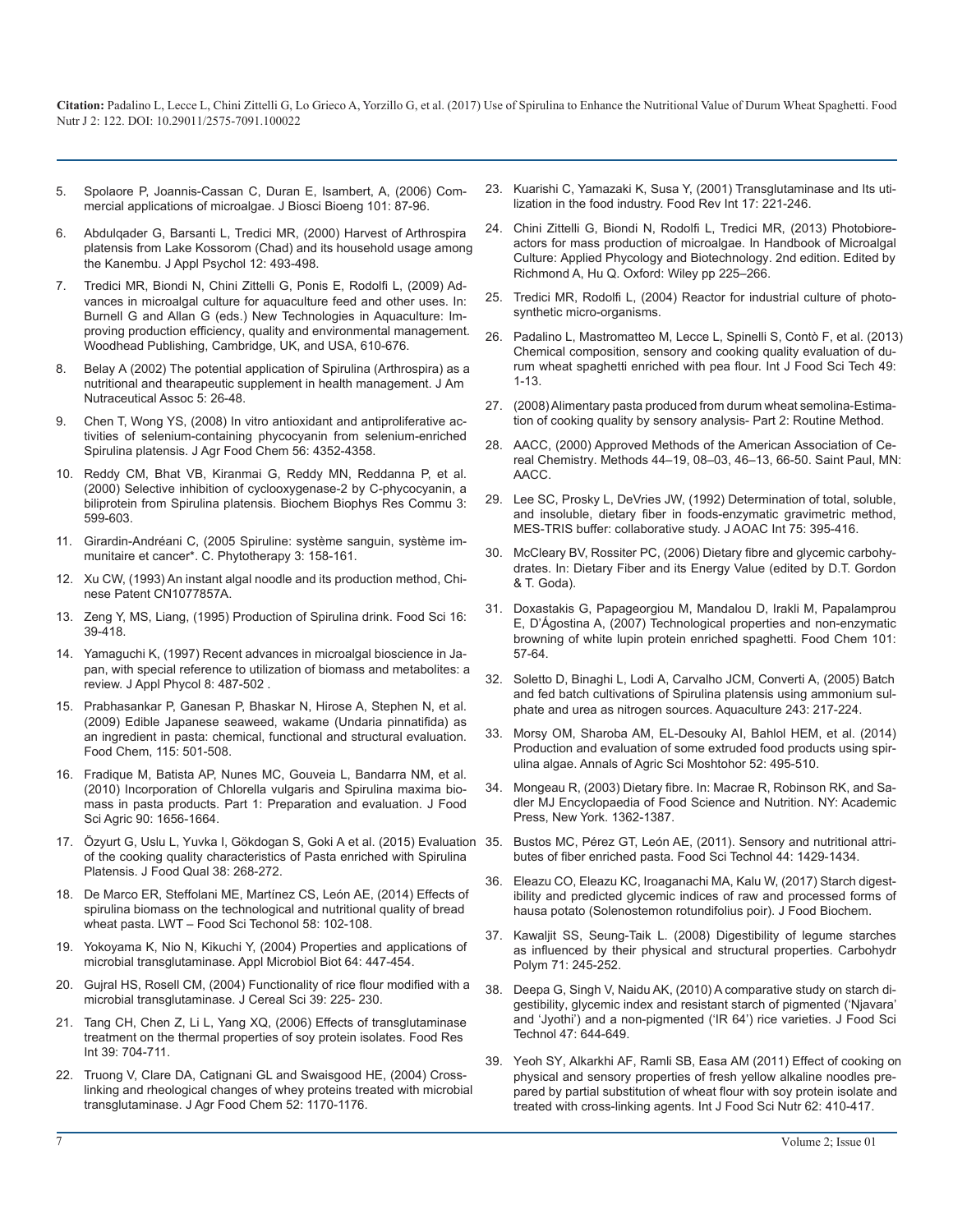5. Spolaore P, Joannis-Cassan C, Duran E, Isambert, A, (2006) Commercial applications of microalgae. J Biosci Bioeng 101: 87-96.

6. Abdulqader G, Barsanti L, Tredici MR, (2000) Harvest of Arthrospira platensis from Lake Kossorom (Chad) and its household usage among the Kanembu. J Appl Psychol 12: 493-498.

7. Tredici MR, Biondi N, Chini Zittelli G, Ponis E, Rodolfi L, (2009) Advances in microalgal culture for aquaculture feed and other uses. In: Burnell G and Allan G (eds.) New Technologies in Aquaculture: Improving production efficiency, quality and environmental management. Woodhead Publishing, Cambridge, UK, and USA, 610-676.

8. Belay A (2002) The potential application of Spirulina (Arthrospira) as a nutritional and thearapeutic supplement in health management. J Am Nutraceutical Assoc 5: 26-48.

9. Chen T, Wong YS, (2008) In vitro antioxidant and antiproliferative activities of selenium-containing phycocyanin from selenium-enriched Spirulina platensis. J Agr Food Chem 56: 4352-4358.

10. Reddy CM, Bhat VB, Kiranmai G, Reddy MN, Reddanna P, et al. (2000) Selective inhibition of cyclooxygenase-2 by C-phycocyanin, a biliprotein from Spirulina platensis. Biochem Biophys Res Commu 3: 599-603.

11. Girardin-Andréani C, (2005 Spiruline: système sanguin, système immunitaire et cancer*. C. Phytotherapy 3: 158-161.

12. Xu CW, (1993) An instant algal noodle and its production method, Chinese Patent CN1077857A.

13. Zeng Y, MS, Liang, (1995) Production of Spirulina drink. Food Sci 16: 39-418.

14. Yamaguchi K, (1997) Recent advances in microalgal bioscience in Japan, with special reference to utilization of biomass and metabolites: a review. J Appl Phycol 8: 487-502 .

15. Prabhasankar P, Ganesan P, Bhaskar N, Hirose A, Stephen N, et al. (2009) Edible Japanese seaweed, wakame (Undaria pinnatifida) as an ingredient in pasta: chemical, functional and structural evaluation. Food Chem, 115: 501-508.

16. Fradique M, Batista AP, Nunes MC, Gouveia L, Bandarra NM, et al. (2010) Incorporation of Chlorella vulgaris and Spirulina maxima biomass in pasta products. Part 1: Preparation and evaluation. J Food Sci Agric 90: 1656-1664.

17. Özyurt G, Uslu L, Yuvka I, Gökdogan S, Goki A et al. (2015) Evaluation of the cooking quality characteristics of Pasta enriched with Spirulina Platensis. J Food Qual 38: 268-272.

18. De Marco ER, Steffolani ME, Martínez CS, León AE, (2014) Effects of spirulina biomass on the technological and nutritional quality of bread wheat pasta. LWT – Food Sci Techonol 58: 102-108.

19. Yokoyama K, Nio N, Kikuchi Y, (2004) Properties and applications of microbial transglutaminase. Appl Microbiol Biot 64: 447-454.

20. Gujral HS, Rosell CM, (2004) Functionality of rice flour modified with a microbial transglutaminase. J Cereal Sci 39: 225- 230.

21. Tang CH, Chen Z, Li L, Yang XQ, (2006) Effects of transglutaminase treatment on the thermal properties of soy protein isolates. Food Res Int 39: 704-711.

22. Truong V, Clare DA, Catignani GL and Swaisgood HE, (2004) Cross-linking and rheological changes of whey proteins treated with microbial transglutaminase. J Agr Food Chem 52: 1170-1176.

23. Kuarishi C, Yamazaki K, Susa Y, (2001) Transglutaminase and Its utilization in the food industry. Food Rev Int 17: 221-246.

24. Chini Zittelli G, Biondi N, Rodolfi L, Tredici MR, (2013) Photobioreactors for mass production of microalgae. In Handbook of Microalgal Culture: Applied Phycology and Biotechnology. 2nd edition. Edited by Richmond A, Hu Q. Oxford: Wiley pp 225–266.

25. Tredici MR, Rodolfi L, (2004) Reactor for industrial culture of photosynthetic micro-organisms.

26. Padalino L, Mastromatteo M, Lecce L, Spinelli S, Contò F, et al. (2013) Chemical composition, sensory and cooking quality evaluation of durum wheat spaghetti enriched with pea flour. Int J Food Sci Tech 49: 1-13.

27. (2008) Alimentary pasta produced from durum wheat semolina-Estimation of cooking quality by sensory analysis- Part 2: Routine Method.

28. AACC, (2000) Approved Methods of the American Association of Cereal Chemistry. Methods 44–19, 08–03, 46–13, 66-50. Saint Paul, MN: AACC.

29. Lee SC, Prosky L, DeVries JW, (1992) Determination of total, soluble, and insoluble, dietary fiber in foods-enzymatic gravimetric method, MES-TRIS buffer: collaborative study. J AOAC Int 75: 395-416.

30. McCleary BV, Rossiter PC, (2006) Dietary fibre and glycemic carbohydrates. In: Dietary Fiber and its Energy Value (edited by D.T. Gordon & T. Goda).

31. Doxastakis G, Papageorgiou M, Mandalou D, Irakli M, Papalamprou E, D'Ágostina A, (2007) Technological properties and non-enzymatic browning of white lupin protein enriched spaghetti. Food Chem 101: 57-64.

32. Soletto D, Binaghi L, Lodi A, Carvalho JCM, Converti A, (2005) Batch and fed batch cultivations of Spirulina platensis using ammonium sulphate and urea as nitrogen sources. Aquaculture 243: 217-224.

33. Morsy OM, Sharoba AM, EL-Desouky AI, Bahlol HEM, et al. (2014) Production and evaluation of some extruded food products using spirulina algae. Annals of Agric Sci Moshtohor 52: 495-510.

34. Mongeau R, (2003) Dietary fibre. In: Macrae R, Robinson RK, and Sadler MJ Encyclopaedia of Food Science and Nutrition. NY: Academic Press, New York. 1362-1387.

35. Bustos MC, Pérez GT, León AE, (2011). Sensory and nutritional attributes of fiber enriched pasta. Food Sci Technol 44: 1429-1434.

36. Eleazu CO, Eleazu KC, Iroaganachi MA, Kalu W, (2017) Starch digestibility and predicted glycemic indices of raw and processed forms of hausa potato (Solenostemon rotundifolius poir). J Food Biochem.

37. Kawaljit SS, Seung-Taik L. (2008) Digestibility of legume starches as influenced by their physical and structural properties. Carbohydr Polym 71: 245-252.

38. Deepa G, Singh V, Naidu AK, (2010) A comparative study on starch digestibility, glycemic index and resistant starch of pigmented ('Njavara' and 'Jyothi') and a non-pigmented ('IR 64') rice varieties. J Food Sci Technol 47: 644-649.

39. Yeoh SY, Alkarkhi AF, Ramli SB, Easa AM (2011) Effect of cooking on physical and sensory properties of fresh yellow alkaline noodles prepared by partial substitution of wheat flour with soy protein isolate and treated with cross-linking agents. Int J Food Sci Nutr 62: 410-417.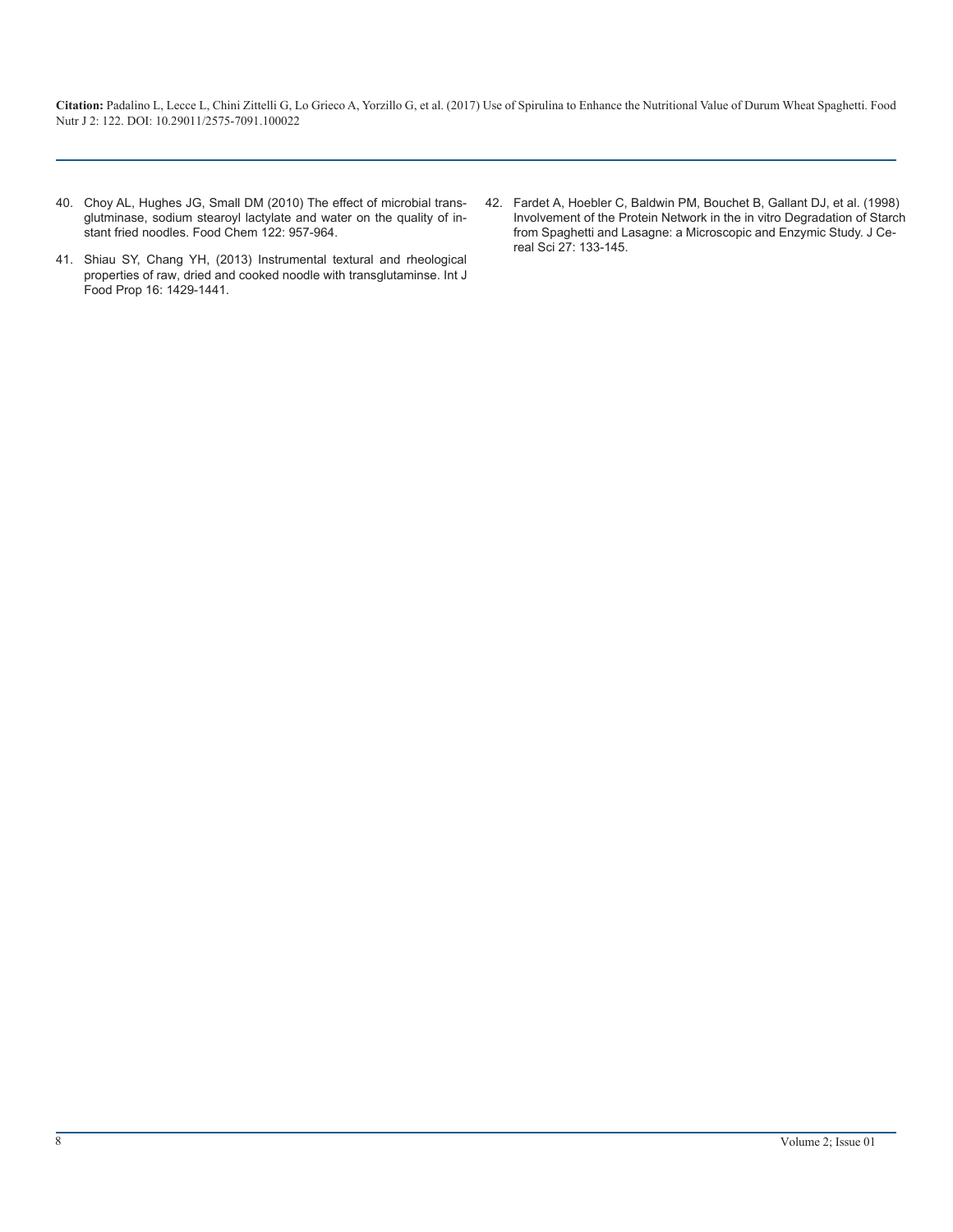40. Choy AL, Hughes JG, Small DM (2010) The effect of microbial transglutminase, sodium stearoyl lactylate and water on the quality of instant fried noodles. Food Chem 122: 957-964.

41. Shiau SY, Chang YH, (2013) Instrumental textural and rheological properties of raw, dried and cooked noodle with transglutaminse. Int J Food Prop 16: 1429-1441.

42. Fardet A, Hoebler C, Baldwin PM, Bouchet B, Gallant DJ, et al. (1998) Involvement of the Protein Network in the in vitro Degradation of Starch from Spaghetti and Lasagne: a Microscopic and Enzymic Study. J Cereal Sci 27: 133-145.